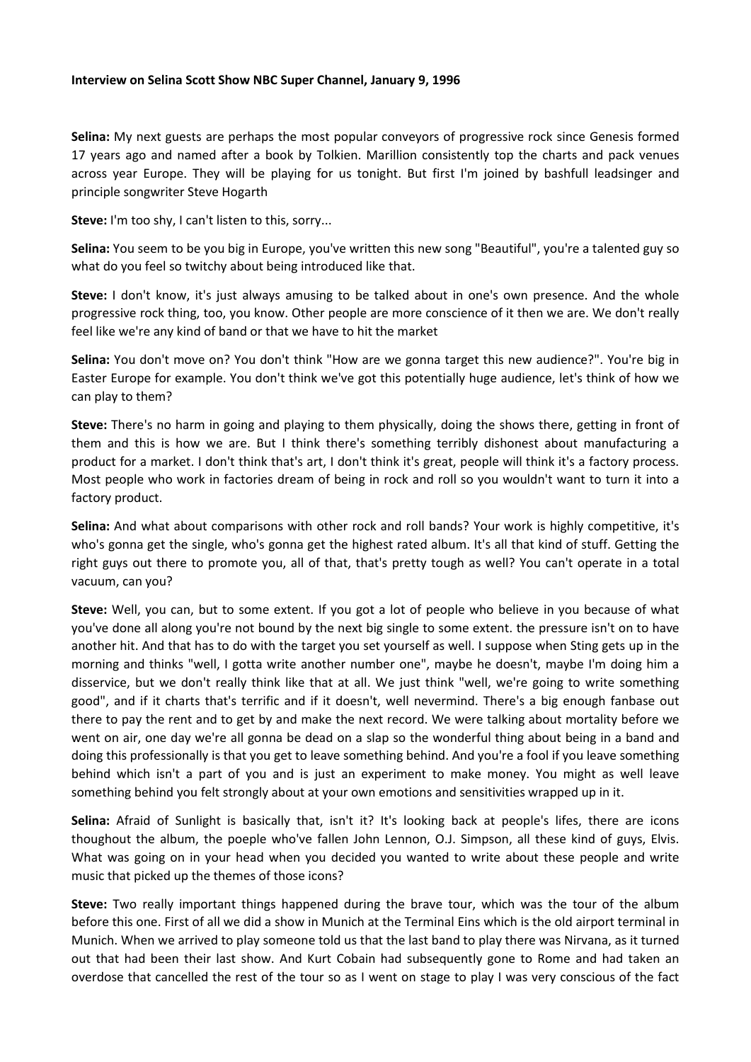**Interview on Selina Scott Show NBC Super Channel, January 9, 1996**

**Selina:** My next guests are perhaps the most popular conveyors of progressive rock since Genesis formed 17 years ago and named after a book by Tolkien. Marillion consistently top the charts and pack venues across year Europe. They will be playing for us tonight. But first I'm joined by bashfull leadsinger and principle songwriter Steve Hogarth

**Steve:** I'm too shy, I can't listen to this, sorry...

**Selina:** You seem to be you big in Europe, you've written this new song "Beautiful", you're a talented guy so what do you feel so twitchy about being introduced like that.

**Steve:** I don't know, it's just always amusing to be talked about in one's own presence. And the whole progressive rock thing, too, you know. Other people are more conscience of it then we are. We don't really feel like we're any kind of band or that we have to hit the market

**Selina:** You don't move on? You don't think "How are we gonna target this new audience?". You're big in Easter Europe for example. You don't think we've got this potentially huge audience, let's think of how we can play to them?

**Steve:** There's no harm in going and playing to them physically, doing the shows there, getting in front of them and this is how we are. But I think there's something terribly dishonest about manufacturing a product for a market. I don't think that's art, I don't think it's great, people will think it's a factory process. Most people who work in factories dream of being in rock and roll so you wouldn't want to turn it into a factory product.

**Selina:** And what about comparisons with other rock and roll bands? Your work is highly competitive, it's who's gonna get the single, who's gonna get the highest rated album. It's all that kind of stuff. Getting the right guys out there to promote you, all of that, that's pretty tough as well? You can't operate in a total vacuum, can you?

**Steve:** Well, you can, but to some extent. If you got a lot of people who believe in you because of what you've done all along you're not bound by the next big single to some extent. the pressure isn't on to have another hit. And that has to do with the target you set yourself as well. I suppose when Sting gets up in the morning and thinks "well, I gotta write another number one", maybe he doesn't, maybe I'm doing him a disservice, but we don't really think like that at all. We just think "well, we're going to write something good", and if it charts that's terrific and if it doesn't, well nevermind. There's a big enough fanbase out there to pay the rent and to get by and make the next record. We were talking about mortality before we went on air, one day we're all gonna be dead on a slap so the wonderful thing about being in a band and doing this professionally is that you get to leave something behind. And you're a fool if you leave something behind which isn't a part of you and is just an experiment to make money. You might as well leave something behind you felt strongly about at your own emotions and sensitivities wrapped up in it.

**Selina:** Afraid of Sunlight is basically that, isn't it? It's looking back at people's lifes, there are icons thoughout the album, the poeple who've fallen John Lennon, O.J. Simpson, all these kind of guys, Elvis. What was going on in your head when you decided you wanted to write about these people and write music that picked up the themes of those icons?

**Steve:** Two really important things happened during the brave tour, which was the tour of the album before this one. First of all we did a show in Munich at the Terminal Eins which is the old airport terminal in Munich. When we arrived to play someone told us that the last band to play there was Nirvana, as it turned out that had been their last show. And Kurt Cobain had subsequently gone to Rome and had taken an overdose that cancelled the rest of the tour so as I went on stage to play I was very conscious of the fact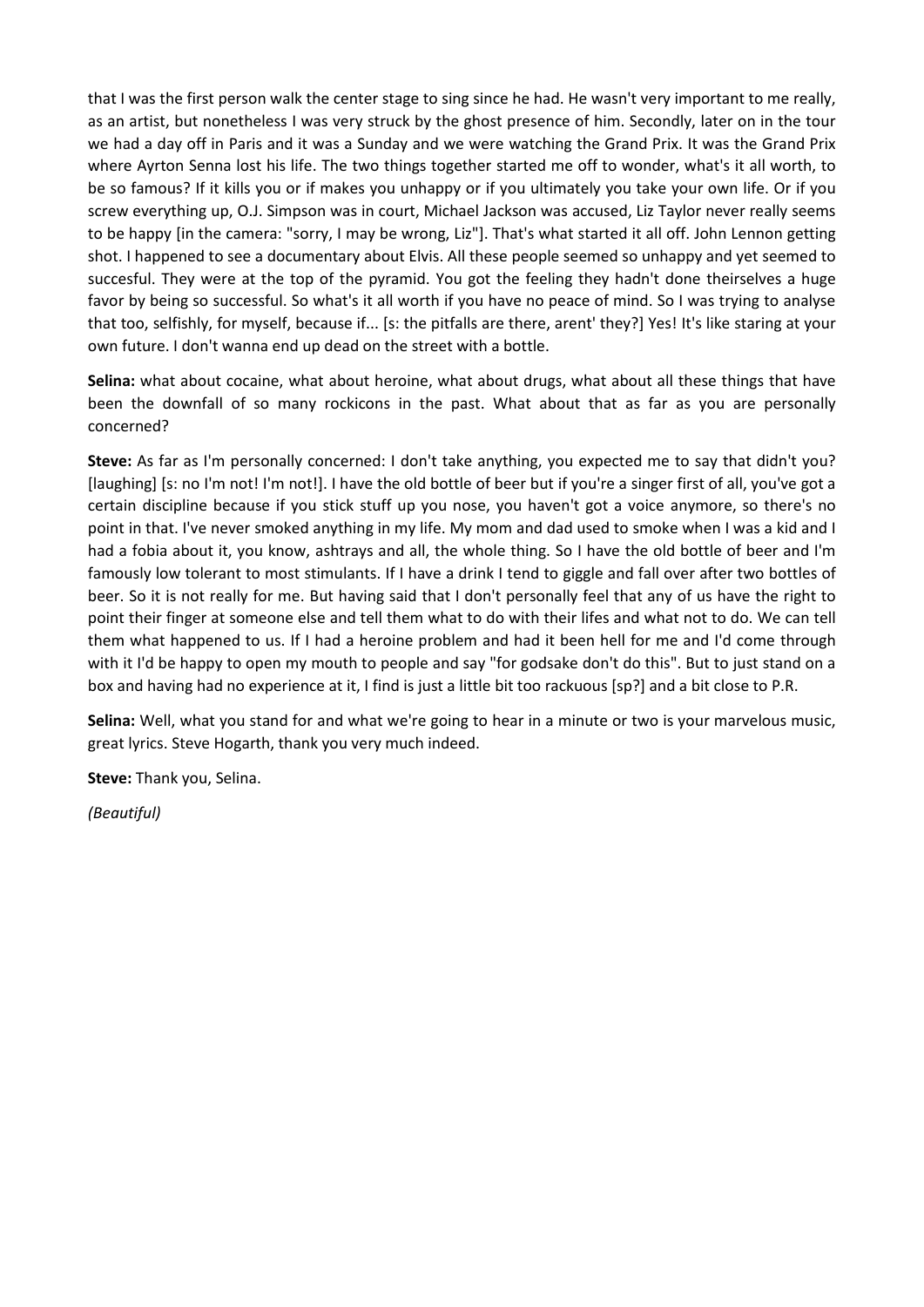that I was the first person walk the center stage to sing since he had. He wasn't very important to me really, as an artist, but nonetheless I was very struck by the ghost presence of him. Secondly, later on in the tour we had a day off in Paris and it was a Sunday and we were watching the Grand Prix. It was the Grand Prix where Ayrton Senna lost his life. The two things together started me off to wonder, what's it all worth, to be so famous? If it kills you or if makes you unhappy or if you ultimately you take your own life. Or if you screw everything up, O.J. Simpson was in court, Michael Jackson was accused, Liz Taylor never really seems to be happy [in the camera: "sorry, I may be wrong, Liz"]. That's what started it all off. John Lennon getting shot. I happened to see a documentary about Elvis. All these people seemed so unhappy and yet seemed to succesful. They were at the top of the pyramid. You got the feeling they hadn't done theirselves a huge favor by being so successful. So what's it all worth if you have no peace of mind. So I was trying to analyse that too, selfishly, for myself, because if... [s: the pitfalls are there, arent' they?] Yes! It's like staring at your own future. I don't wanna end up dead on the street with a bottle.

**Selina:** what about cocaine, what about heroine, what about drugs, what about all these things that have been the downfall of so many rockicons in the past. What about that as far as you are personally concerned?

**Steve:** As far as I'm personally concerned: I don't take anything, you expected me to say that didn't you? [laughing] [s: no I'm not! I'm not!]. I have the old bottle of beer but if you're a singer first of all, you've got a certain discipline because if you stick stuff up you nose, you haven't got a voice anymore, so there's no point in that. I've never smoked anything in my life. My mom and dad used to smoke when I was a kid and I had a fobia about it, you know, ashtrays and all, the whole thing. So I have the old bottle of beer and I'm famously low tolerant to most stimulants. If I have a drink I tend to giggle and fall over after two bottles of beer. So it is not really for me. But having said that I don't personally feel that any of us have the right to point their finger at someone else and tell them what to do with their lifes and what not to do. We can tell them what happened to us. If I had a heroine problem and had it been hell for me and I'd come through with it I'd be happy to open my mouth to people and say "for godsake don't do this". But to just stand on a box and having had no experience at it, I find is just a little bit too rackuous [sp?] and a bit close to P.R.

**Selina:** Well, what you stand for and what we're going to hear in a minute or two is your marvelous music, great lyrics. Steve Hogarth, thank you very much indeed.

**Steve:** Thank you, Selina.

*(Beautiful)*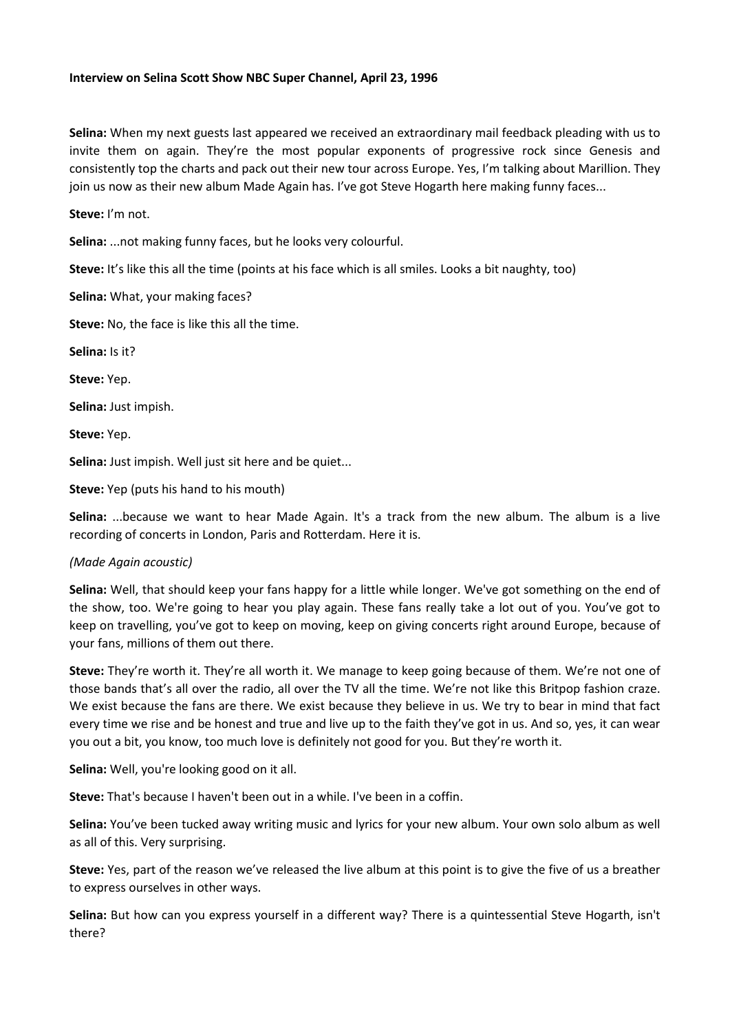**Interview on Selina Scott Show NBC Super Channel, April 23, 1996**

**Selina:** When my next guests last appeared we received an extraordinary mail feedback pleading with us to invite them on again. They're the most popular exponents of progressive rock since Genesis and consistently top the charts and pack out their new tour across Europe. Yes, I'm talking about Marillion. They join us now as their new album Made Again has. I've got Steve Hogarth here making funny faces...

**Steve:** I'm not.

**Selina:** ...not making funny faces, but he looks very colourful.

**Steve:** It's like this all the time (points at his face which is all smiles. Looks a bit naughty, too)

**Selina:** What, your making faces?

**Steve:** No, the face is like this all the time.

**Selina:** Is it?

**Steve:** Yep.

**Selina:** Just impish.

**Steve:** Yep.

**Selina:** Just impish. Well just sit here and be quiet...

**Steve:** Yep (puts his hand to his mouth)

**Selina:** ...because we want to hear Made Again. It's a track from the new album. The album is a live recording of concerts in London, Paris and Rotterdam. Here it is.

*(Made Again acoustic)*

**Selina:** Well, that should keep your fans happy for a little while longer. We've got something on the end of the show, too. We're going to hear you play again. These fans really take a lot out of you. You've got to keep on travelling, you've got to keep on moving, keep on giving concerts right around Europe, because of your fans, millions of them out there.

**Steve:** They're worth it. They're all worth it. We manage to keep going because of them. We're not one of those bands that's all over the radio, all over the TV all the time. We're not like this Britpop fashion craze. We exist because the fans are there. We exist because they believe in us. We try to bear in mind that fact every time we rise and be honest and true and live up to the faith they've got in us. And so, yes, it can wear you out a bit, you know, too much love is definitely not good for you. But they're worth it.

**Selina:** Well, you're looking good on it all.

**Steve:** That's because I haven't been out in a while. I've been in a coffin.

**Selina:** You've been tucked away writing music and lyrics for your new album. Your own solo album as well as all of this. Very surprising.

**Steve:** Yes, part of the reason we've released the live album at this point is to give the five of us a breather to express ourselves in other ways.

**Selina:** But how can you express yourself in a different way? There is a quintessential Steve Hogarth, isn't there?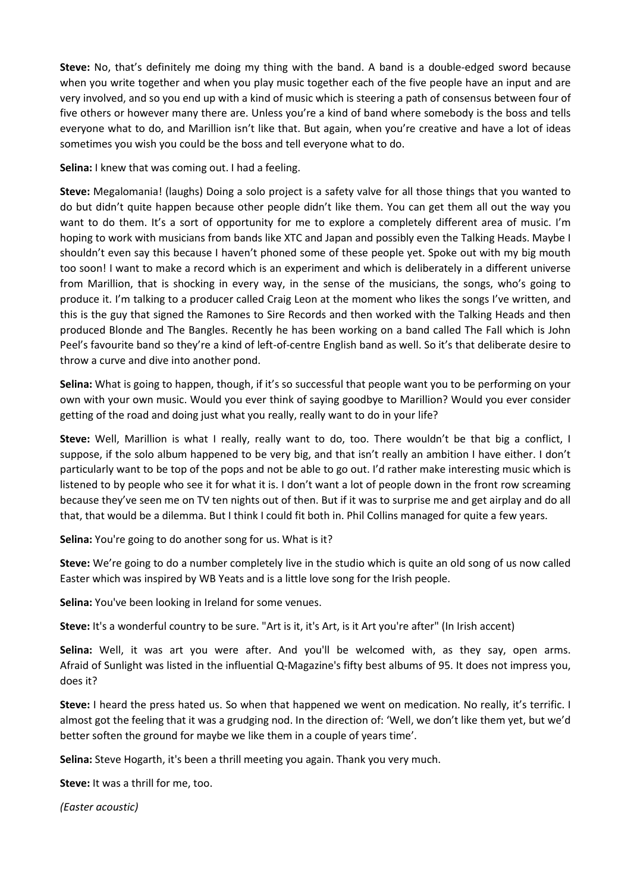**Steve:** No, that's definitely me doing my thing with the band. A band is a double-edged sword because when you write together and when you play music together each of the five people have an input and are very involved, and so you end up with a kind of music which is steering a path of consensus between four of five others or however many there are. Unless you're a kind of band where somebody is the boss and tells everyone what to do, and Marillion isn't like that. But again, when you're creative and have a lot of ideas sometimes you wish you could be the boss and tell everyone what to do.

**Selina:** I knew that was coming out. I had a feeling.

**Steve:** Megalomania! (laughs) Doing a solo project is a safety valve for all those things that you wanted to do but didn't quite happen because other people didn't like them. You can get them all out the way you want to do them. It's a sort of opportunity for me to explore a completely different area of music. I'm hoping to work with musicians from bands like XTC and Japan and possibly even the Talking Heads. Maybe I shouldn't even say this because I haven't phoned some of these people yet. Spoke out with my big mouth too soon! I want to make a record which is an experiment and which is deliberately in a different universe from Marillion, that is shocking in every way, in the sense of the musicians, the songs, who's going to produce it. I'm talking to a producer called Craig Leon at the moment who likes the songs I've written, and this is the guy that signed the Ramones to Sire Records and then worked with the Talking Heads and then produced Blonde and The Bangles. Recently he has been working on a band called The Fall which is John Peel's favourite band so they're a kind of left-of-centre English band as well. So it's that deliberate desire to throw a curve and dive into another pond.

**Selina:** What is going to happen, though, if it's so successful that people want you to be performing on your own with your own music. Would you ever think of saying goodbye to Marillion? Would you ever consider getting of the road and doing just what you really, really want to do in your life?

**Steve:** Well, Marillion is what I really, really want to do, too. There wouldn't be that big a conflict, I suppose, if the solo album happened to be very big, and that isn't really an ambition I have either. I don't particularly want to be top of the pops and not be able to go out. I'd rather make interesting music which is listened to by people who see it for what it is. I don't want a lot of people down in the front row screaming because they've seen me on TV ten nights out of then. But if it was to surprise me and get airplay and do all that, that would be a dilemma. But I think I could fit both in. Phil Collins managed for quite a few years.

**Selina:** You're going to do another song for us. What is it?

**Steve:** We're going to do a number completely live in the studio which is quite an old song of us now called Easter which was inspired by WB Yeats and is a little love song for the Irish people.

**Selina:** You've been looking in Ireland for some venues.

**Steve:** It's a wonderful country to be sure. "Art is it, it's Art, is it Art you're after" (In Irish accent)

**Selina:** Well, it was art you were after. And you'll be welcomed with, as they say, open arms. Afraid of Sunlight was listed in the influential Q-Magazine's fifty best albums of 95. It does not impress you, does it?

**Steve:** I heard the press hated us. So when that happened we went on medication. No really, it's terrific. I almost got the feeling that it was a grudging nod. In the direction of: 'Well, we don't like them yet, but we'd better soften the ground for maybe we like them in a couple of years time'.

**Selina:** Steve Hogarth, it's been a thrill meeting you again. Thank you very much.

**Steve:** It was a thrill for me, too.

*(Easter acoustic)*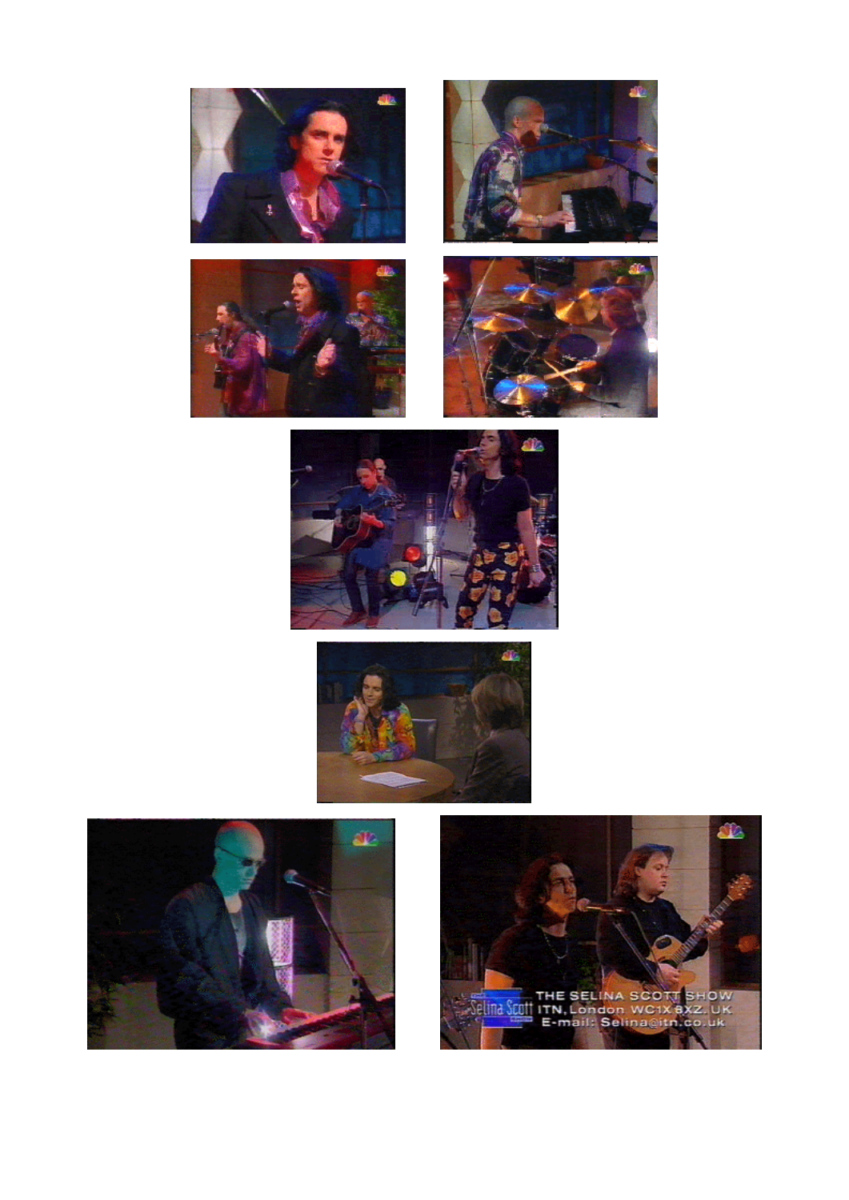THE SELINA SCOTT SHOW
ITN, London WC1X 8XZ. UK
E-mail: Selina@itn.co.uk